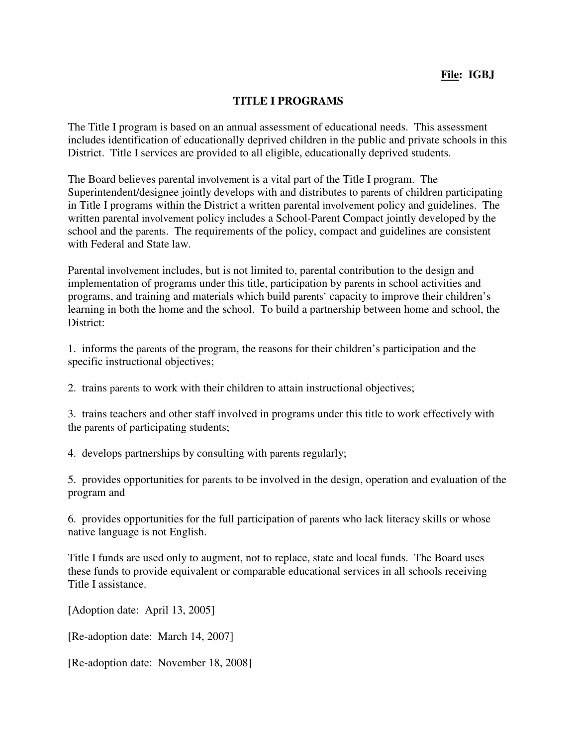**File: IGBJ**

# TITLE I PROGRAMS

The Title I program is based on an annual assessment of educational needs. This assessment includes identification of educationally deprived children in the public and private schools in this District. Title I services are provided to all eligible, educationally deprived students.

The Board believes parental involvement is a vital part of the Title I program. The Superintendent/designee jointly develops with and distributes to parents of children participating in Title I programs within the District a written parental involvement policy and guidelines. The written parental involvement policy includes a School-Parent Compact jointly developed by the school and the parents. The requirements of the policy, compact and guidelines are consistent with Federal and State law.

Parental involvement includes, but is not limited to, parental contribution to the design and implementation of programs under this title, participation by parents in school activities and programs, and training and materials which build parents' capacity to improve their children's learning in both the home and the school. To build a partnership between home and school, the District:

1. informs the parents of the program, the reasons for their children's participation and the specific instructional objectives;

2. trains parents to work with their children to attain instructional objectives;

3. trains teachers and other staff involved in programs under this title to work effectively with the parents of participating students;

4. develops partnerships by consulting with parents regularly;

5. provides opportunities for parents to be involved in the design, operation and evaluation of the program and

6. provides opportunities for the full participation of parents who lack literacy skills or whose native language is not English.

Title I funds are used only to augment, not to replace, state and local funds. The Board uses these funds to provide equivalent or comparable educational services in all schools receiving Title I assistance.

[Adoption date: April 13, 2005]

[Re-adoption date: March 14, 2007]

[Re-adoption date: November 18, 2008]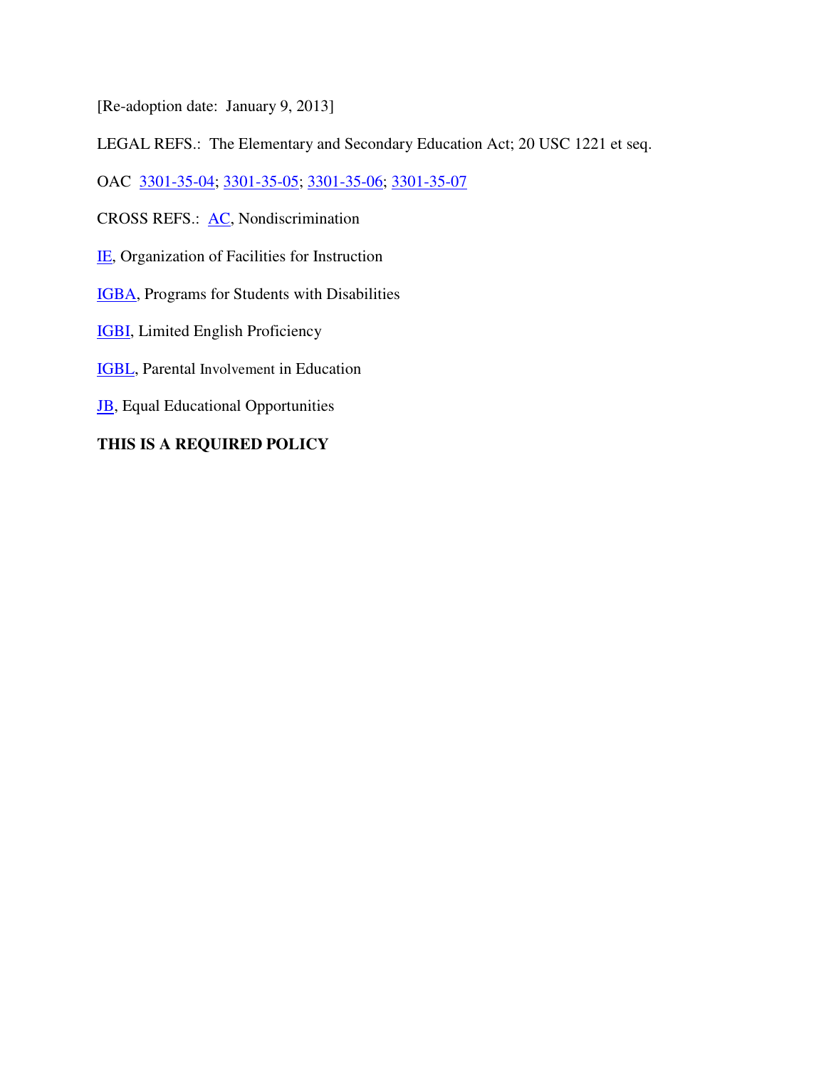[Re-adoption date: January 9, 2013]

LEGAL REFS.: The Elementary and Secondary Education Act; 20 USC 1221 et seq.

OAC 3301-35-04; 3301-35-05; 3301-35-06; 3301-35-07

CROSS REFS.: AC, Nondiscrimination

IE, Organization of Facilities for Instruction

IGBA, Programs for Students with Disabilities

IGBI, Limited English Proficiency

IGBL, Parental Involvement in Education

JB, Equal Educational Opportunities

**THIS IS A REQUIRED POLICY**